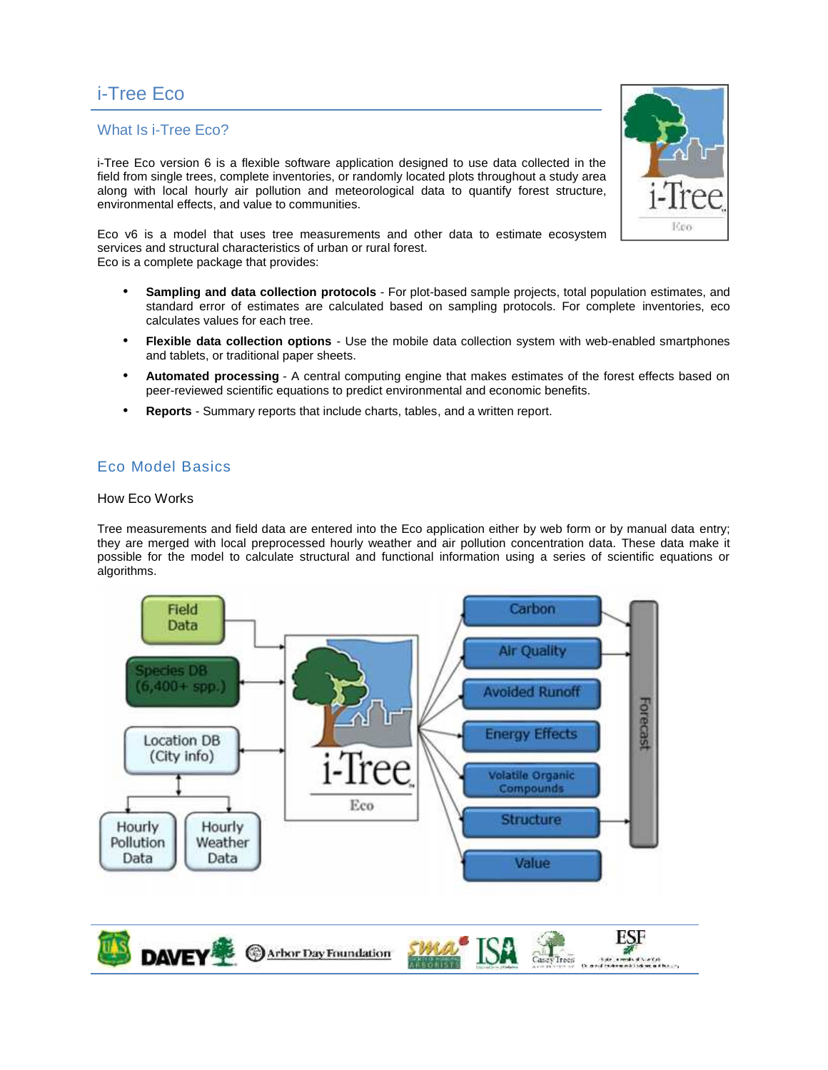# i-Tree Eco

## What Is i-Tree Eco?

i-Tree Eco version 6 is a flexible software application designed to use data collected in the field from single trees, complete inventories, or randomly located plots throughout a study area along with local hourly air pollution and meteorological data to quantify forest structure, environmental effects, and value to communities.

Eco v6 is a model that uses tree measurements and other data to estimate ecosystem services and structural characteristics of urban or rural forest.
Eco is a complete package that provides:

- **Sampling and data collection protocols** - For plot-based sample projects, total population estimates, and standard error of estimates are calculated based on sampling protocols. For complete inventories, eco calculates values for each tree.
- **Flexible data collection options** - Use the mobile data collection system with web-enabled smartphones and tablets, or traditional paper sheets.
- **Automated processing** - A central computing engine that makes estimates of the forest effects based on peer-reviewed scientific equations to predict environmental and economic benefits.
- **Reports** - Summary reports that include charts, tables, and a written report.

## Eco Model Basics

### How Eco Works

Tree measurements and field data are entered into the Eco application either by web form or by manual data entry; they are merged with local preprocessed hourly weather and air pollution concentration data. These data make it possible for the model to calculate structural and functional information using a series of scientific equations or algorithms.

Field Data → i-Tree Eco
Species DB (6,400+ spp.) ↔ i-Tree Eco
Location DB (City info) ↔ i-Tree Eco
Location DB → Hourly Pollution Data, Hourly Weather Data

i-Tree Eco → Carbon, Air Quality, Avoided Runoff, Energy Effects, Volatile Organic Compounds, Structure, Value

Carbon, Air Quality, Structure → Forecast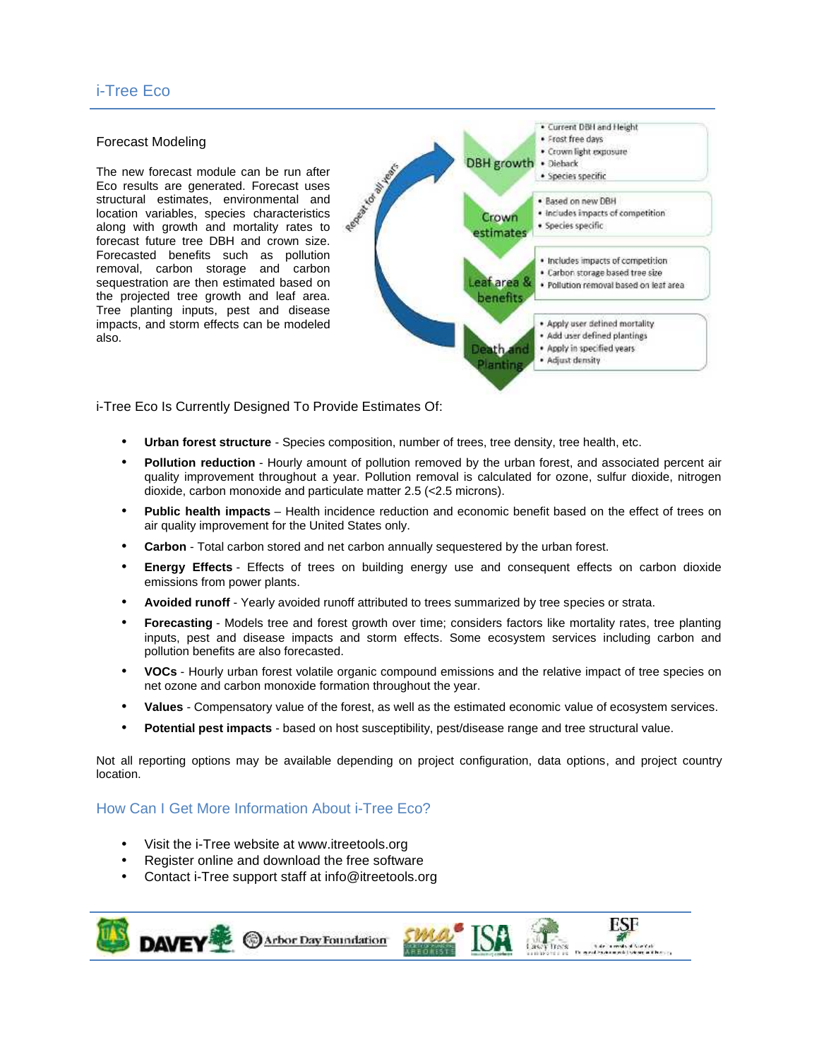## i-Tree Eco

### Forecast Modeling

The new forecast module can be run after Eco results are generated. Forecast uses structural estimates, environmental and location variables, species characteristics along with growth and mortality rates to forecast future tree DBH and crown size. Forecasted benefits such as pollution removal, carbon storage and carbon sequestration are then estimated based on the projected tree growth and leaf area. Tree planting inputs, pest and disease impacts, and storm effects can be modeled also.

Repeat for all years

DBH growth
- Current DBH and Height
- Frost free days
- Crown light exposure
- Dieback
- Species specific

Crown estimates
- Based on new DBH
- Includes impacts of competition
- Species specific

Leaf area & benefits
- Includes impacts of competition
- Carbon storage based tree size
- Pollution removal based on leaf area

Death and Planting
- Apply user defined mortality
- Add user defined plantings
- Apply in specified years
- Adjust density

i-Tree Eco Is Currently Designed To Provide Estimates Of:

- **Urban forest structure** - Species composition, number of trees, tree density, tree health, etc.
- **Pollution reduction** - Hourly amount of pollution removed by the urban forest, and associated percent air quality improvement throughout a year. Pollution removal is calculated for ozone, sulfur dioxide, nitrogen dioxide, carbon monoxide and particulate matter 2.5 (<2.5 microns).
- **Public health impacts** – Health incidence reduction and economic benefit based on the effect of trees on air quality improvement for the United States only.
- **Carbon** - Total carbon stored and net carbon annually sequestered by the urban forest.
- **Energy Effects** - Effects of trees on building energy use and consequent effects on carbon dioxide emissions from power plants.
- **Avoided runoff** - Yearly avoided runoff attributed to trees summarized by tree species or strata.
- **Forecasting** - Models tree and forest growth over time; considers factors like mortality rates, tree planting inputs, pest and disease impacts and storm effects. Some ecosystem services including carbon and pollution benefits are also forecasted.
- **VOCs** - Hourly urban forest volatile organic compound emissions and the relative impact of tree species on net ozone and carbon monoxide formation throughout the year.
- **Values** - Compensatory value of the forest, as well as the estimated economic value of ecosystem services.
- **Potential pest impacts** - based on host susceptibility, pest/disease range and tree structural value.

Not all reporting options may be available depending on project configuration, data options, and project country location.

### How Can I Get More Information About i-Tree Eco?

- Visit the i-Tree website at www.itreetools.org
- Register online and download the free software
- Contact i-Tree support staff at info@itreetools.org